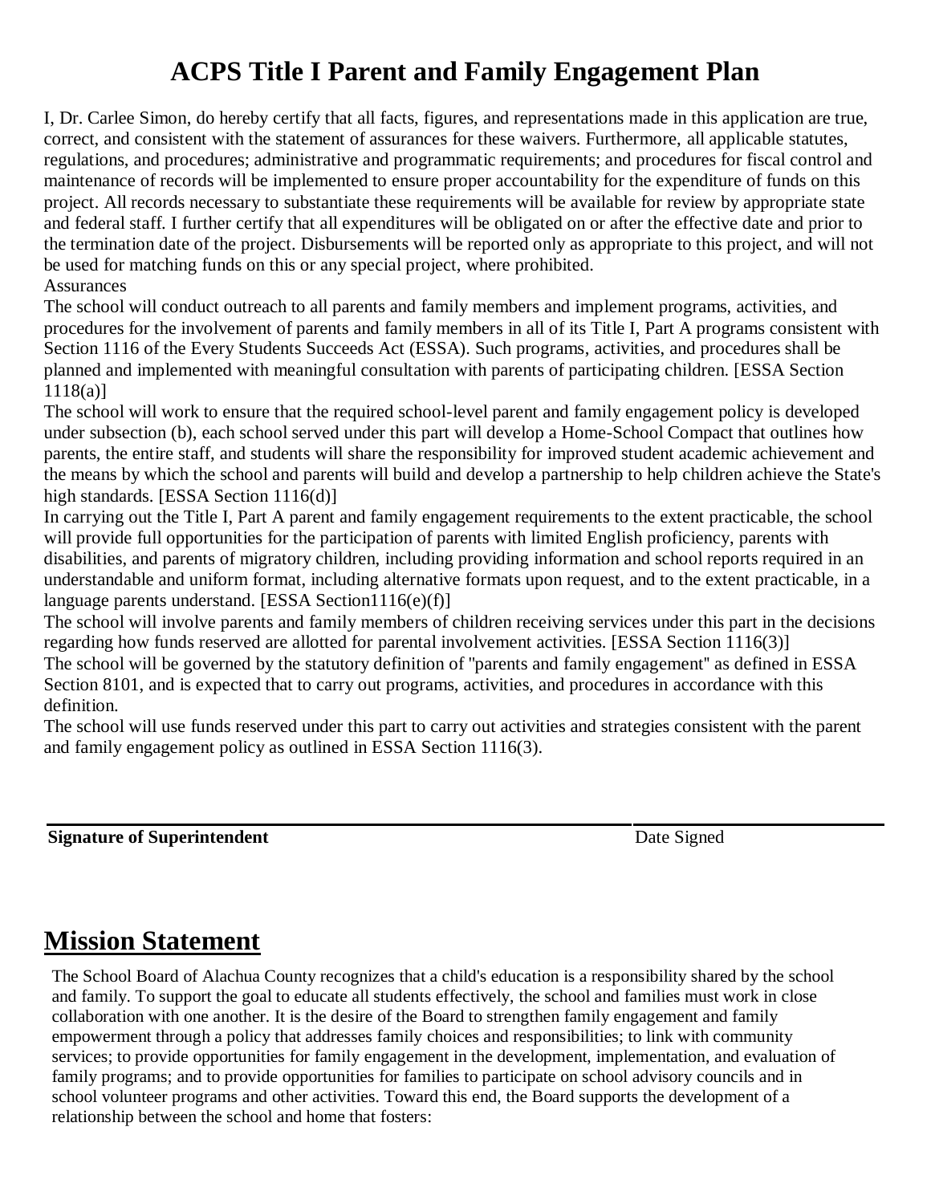# ACPS Title I Parent and Family Engagement Plan

I, Dr. Carlee Simon, do hereby certify that all facts, figures, and representations made in this application are true, correct, and consistent with the statement of assurances for these waivers. Furthermore, all applicable statutes, regulations, and procedures; administrative and programmatic requirements; and procedures for fiscal control and maintenance of records will be implemented to ensure proper accountability for the expenditure of funds on this project. All records necessary to substantiate these requirements will be available for review by appropriate state and federal staff. I further certify that all expenditures will be obligated on or after the effective date and prior to the termination date of the project. Disbursements will be reported only as appropriate to this project, and will not be used for matching funds on this or any special project, where prohibited.

Assurances

The school will conduct outreach to all parents and family members and implement programs, activities, and procedures for the involvement of parents and family members in all of its Title I, Part A programs consistent with Section 1116 of the Every Students Succeeds Act (ESSA). Such programs, activities, and procedures shall be planned and implemented with meaningful consultation with parents of participating children. [ESSA Section 1118(a)]

The school will work to ensure that the required school-level parent and family engagement policy is developed under subsection (b), each school served under this part will develop a Home-School Compact that outlines how parents, the entire staff, and students will share the responsibility for improved student academic achievement and the means by which the school and parents will build and develop a partnership to help children achieve the State's high standards. [ESSA Section 1116(d)]

In carrying out the Title I, Part A parent and family engagement requirements to the extent practicable, the school will provide full opportunities for the participation of parents with limited English proficiency, parents with disabilities, and parents of migratory children, including providing information and school reports required in an understandable and uniform format, including alternative formats upon request, and to the extent practicable, in a language parents understand. [ESSA Section1116(e)(f)]

The school will involve parents and family members of children receiving services under this part in the decisions regarding how funds reserved are allotted for parental involvement activities. [ESSA Section 1116(3)]

The school will be governed by the statutory definition of "parents and family engagement" as defined in ESSA Section 8101, and is expected that to carry out programs, activities, and procedures in accordance with this definition.

The school will use funds reserved under this part to carry out activities and strategies consistent with the parent and family engagement policy as outlined in ESSA Section 1116(3).

| **Signature of Superintendent** | Date Signed |
|---|---|

## Mission Statement

The School Board of Alachua County recognizes that a child's education is a responsibility shared by the school and family. To support the goal to educate all students effectively, the school and families must work in close collaboration with one another. It is the desire of the Board to strengthen family engagement and family empowerment through a policy that addresses family choices and responsibilities; to link with community services; to provide opportunities for family engagement in the development, implementation, and evaluation of family programs; and to provide opportunities for families to participate on school advisory councils and in school volunteer programs and other activities. Toward this end, the Board supports the development of a relationship between the school and home that fosters: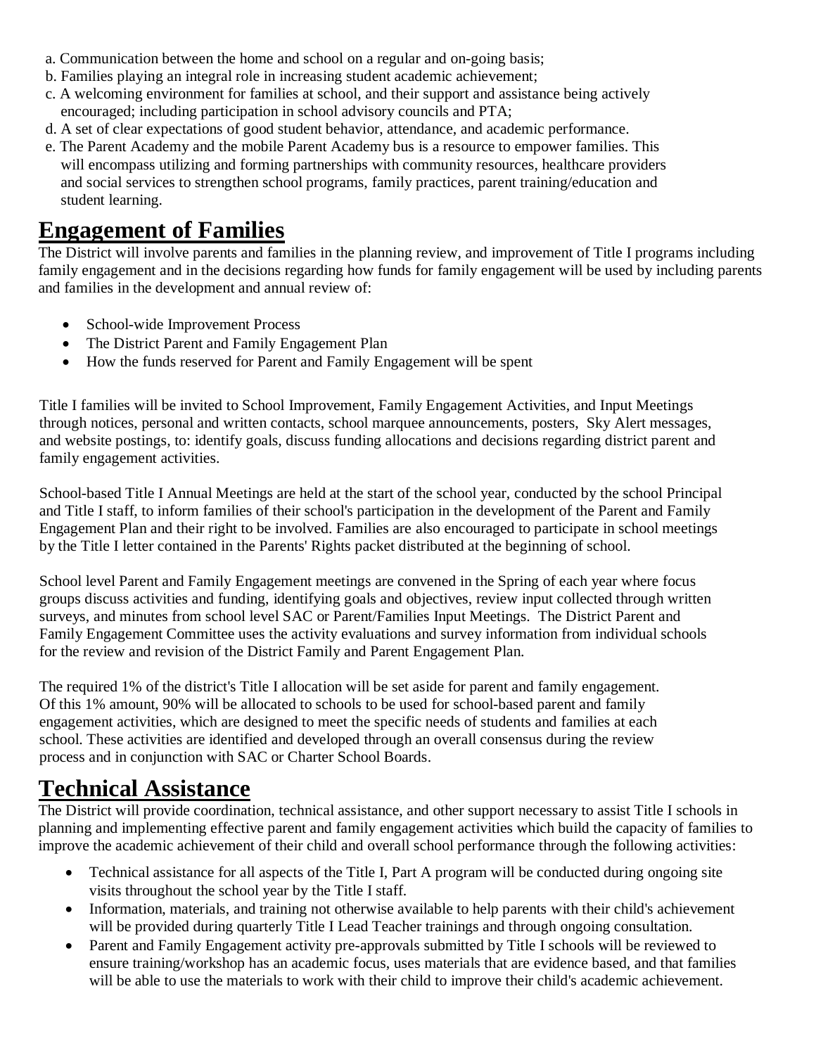a. Communication between the home and school on a regular and on-going basis;
b. Families playing an integral role in increasing student academic achievement;
c. A welcoming environment for families at school, and their support and assistance being actively encouraged; including participation in school advisory councils and PTA;
d. A set of clear expectations of good student behavior, attendance, and academic performance.
e. The Parent Academy and the mobile Parent Academy bus is a resource to empower families. This will encompass utilizing and forming partnerships with community resources, healthcare providers and social services to strengthen school programs, family practices, parent training/education and student learning.

# Engagement of Families

The District will involve parents and families in the planning review, and improvement of Title I programs including family engagement and in the decisions regarding how funds for family engagement will be used by including parents and families in the development and annual review of:

- School-wide Improvement Process
- The District Parent and Family Engagement Plan
- How the funds reserved for Parent and Family Engagement will be spent

Title I families will be invited to School Improvement, Family Engagement Activities, and Input Meetings through notices, personal and written contacts, school marquee announcements, posters, Sky Alert messages, and website postings, to: identify goals, discuss funding allocations and decisions regarding district parent and family engagement activities.

School-based Title I Annual Meetings are held at the start of the school year, conducted by the school Principal and Title I staff, to inform families of their school's participation in the development of the Parent and Family Engagement Plan and their right to be involved. Families are also encouraged to participate in school meetings by the Title I letter contained in the Parents' Rights packet distributed at the beginning of school.

School level Parent and Family Engagement meetings are convened in the Spring of each year where focus groups discuss activities and funding, identifying goals and objectives, review input collected through written surveys, and minutes from school level SAC or Parent/Families Input Meetings. The District Parent and Family Engagement Committee uses the activity evaluations and survey information from individual schools for the review and revision of the District Family and Parent Engagement Plan.

The required 1% of the district's Title I allocation will be set aside for parent and family engagement. Of this 1% amount, 90% will be allocated to schools to be used for school-based parent and family engagement activities, which are designed to meet the specific needs of students and families at each school. These activities are identified and developed through an overall consensus during the review process and in conjunction with SAC or Charter School Boards.

# Technical Assistance

The District will provide coordination, technical assistance, and other support necessary to assist Title I schools in planning and implementing effective parent and family engagement activities which build the capacity of families to improve the academic achievement of their child and overall school performance through the following activities:

- Technical assistance for all aspects of the Title I, Part A program will be conducted during ongoing site visits throughout the school year by the Title I staff.
- Information, materials, and training not otherwise available to help parents with their child's achievement will be provided during quarterly Title I Lead Teacher trainings and through ongoing consultation.
- Parent and Family Engagement activity pre-approvals submitted by Title I schools will be reviewed to ensure training/workshop has an academic focus, uses materials that are evidence based, and that families will be able to use the materials to work with their child to improve their child's academic achievement.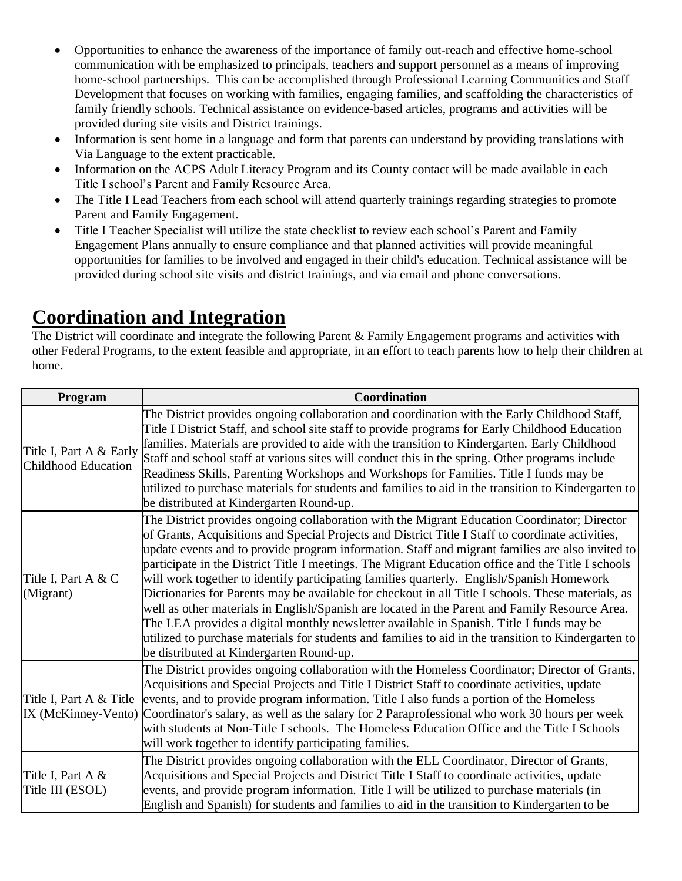- Opportunities to enhance the awareness of the importance of family out-reach and effective home-school communication with be emphasized to principals, teachers and support personnel as a means of improving home-school partnerships. This can be accomplished through Professional Learning Communities and Staff Development that focuses on working with families, engaging families, and scaffolding the characteristics of family friendly schools. Technical assistance on evidence-based articles, programs and activities will be provided during site visits and District trainings.
- Information is sent home in a language and form that parents can understand by providing translations with Via Language to the extent practicable.
- Information on the ACPS Adult Literacy Program and its County contact will be made available in each Title I school's Parent and Family Resource Area.
- The Title I Lead Teachers from each school will attend quarterly trainings regarding strategies to promote Parent and Family Engagement.
- Title I Teacher Specialist will utilize the state checklist to review each school's Parent and Family Engagement Plans annually to ensure compliance and that planned activities will provide meaningful opportunities for families to be involved and engaged in their child's education. Technical assistance will be provided during school site visits and district trainings, and via email and phone conversations.

# Coordination and Integration

The District will coordinate and integrate the following Parent & Family Engagement programs and activities with other Federal Programs, to the extent feasible and appropriate, in an effort to teach parents how to help their children at home.

| Program | Coordination |
|---|---|
| Title I, Part A & Early Childhood Education | The District provides ongoing collaboration and coordination with the Early Childhood Staff, Title I District Staff, and school site staff to provide programs for Early Childhood Education families. Materials are provided to aide with the transition to Kindergarten. Early Childhood Staff and school staff at various sites will conduct this in the spring. Other programs include Readiness Skills, Parenting Workshops and Workshops for Families. Title I funds may be utilized to purchase materials for students and families to aid in the transition to Kindergarten to be distributed at Kindergarten Round-up. |
| Title I, Part A & C (Migrant) | The District provides ongoing collaboration with the Migrant Education Coordinator; Director of Grants, Acquisitions and Special Projects and District Title I Staff to coordinate activities, update events and to provide program information. Staff and migrant families are also invited to participate in the District Title I meetings. The Migrant Education office and the Title I schools will work together to identify participating families quarterly. English/Spanish Homework Dictionaries for Parents may be available for checkout in all Title I schools. These materials, as well as other materials in English/Spanish are located in the Parent and Family Resource Area. The LEA provides a digital monthly newsletter available in Spanish. Title I funds may be utilized to purchase materials for students and families to aid in the transition to Kindergarten to be distributed at Kindergarten Round-up. |
| Title I, Part A & Title IX (McKinney-Vento) | The District provides ongoing collaboration with the Homeless Coordinator; Director of Grants, Acquisitions and Special Projects and Title I District Staff to coordinate activities, update events, and to provide program information. Title I also funds a portion of the Homeless Coordinator's salary, as well as the salary for 2 Paraprofessional who work 30 hours per week with students at Non-Title I schools. The Homeless Education Office and the Title I Schools will work together to identify participating families. |
| Title I, Part A & Title III (ESOL) | The District provides ongoing collaboration with the ELL Coordinator, Director of Grants, Acquisitions and Special Projects and District Title I Staff to coordinate activities, update events, and provide program information. Title I will be utilized to purchase materials (in English and Spanish) for students and families to aid in the transition to Kindergarten to be |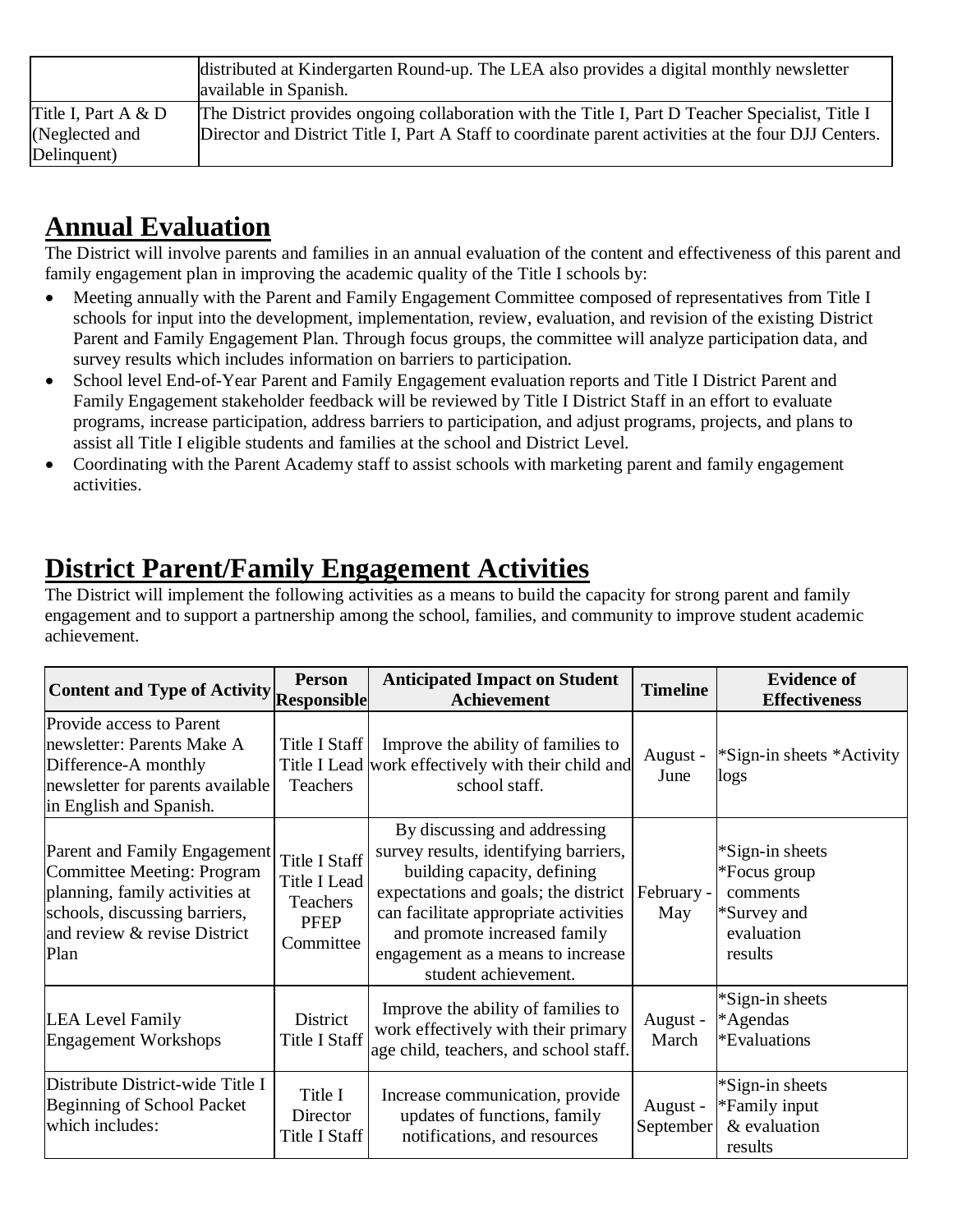| | |
|---|---|
| | distributed at Kindergarten Round-up. The LEA also provides a digital monthly newsletter available in Spanish. |
| Title I, Part A & D (Neglected and Delinquent) | The District provides ongoing collaboration with the Title I, Part D Teacher Specialist, Title I Director and District Title I, Part A Staff to coordinate parent activities at the four DJJ Centers. |

## Annual Evaluation

The District will involve parents and families in an annual evaluation of the content and effectiveness of this parent and family engagement plan in improving the academic quality of the Title I schools by:

- Meeting annually with the Parent and Family Engagement Committee composed of representatives from Title I schools for input into the development, implementation, review, evaluation, and revision of the existing District Parent and Family Engagement Plan. Through focus groups, the committee will analyze participation data, and survey results which includes information on barriers to participation.
- School level End-of-Year Parent and Family Engagement evaluation reports and Title I District Parent and Family Engagement stakeholder feedback will be reviewed by Title I District Staff in an effort to evaluate programs, increase participation, address barriers to participation, and adjust programs, projects, and plans to assist all Title I eligible students and families at the school and District Level.
- Coordinating with the Parent Academy staff to assist schools with marketing parent and family engagement activities.

## District Parent/Family Engagement Activities

The District will implement the following activities as a means to build the capacity for strong parent and family engagement and to support a partnership among the school, families, and community to improve student academic achievement.

| Content and Type of Activity | Person Responsible | Anticipated Impact on Student Achievement | Timeline | Evidence of Effectiveness |
|---|---|---|---|---|
| Provide access to Parent newsletter: Parents Make A Difference-A monthly newsletter for parents available in English and Spanish. | Title I Staff Title I Lead Teachers | Improve the ability of families to work effectively with their child and school staff. | August - June | *Sign-in sheets *Activity logs |
| Parent and Family Engagement Committee Meeting: Program planning, family activities at schools, discussing barriers, and review & revise District Plan | Title I Staff Title I Lead Teachers PFEP Committee | By discussing and addressing survey results, identifying barriers, building capacity, defining expectations and goals; the district can facilitate appropriate activities and promote increased family engagement as a means to increase student achievement. | February - May | *Sign-in sheets *Focus group comments *Survey and evaluation results |
| LEA Level Family Engagement Workshops | District Title I Staff | Improve the ability of families to work effectively with their primary age child, teachers, and school staff. | August - March | *Sign-in sheets *Agendas *Evaluations |
| Distribute District-wide Title I Beginning of School Packet which includes: | Title I Director Title I Staff | Increase communication, provide updates of functions, family notifications, and resources | August - September | *Sign-in sheets *Family input & evaluation results |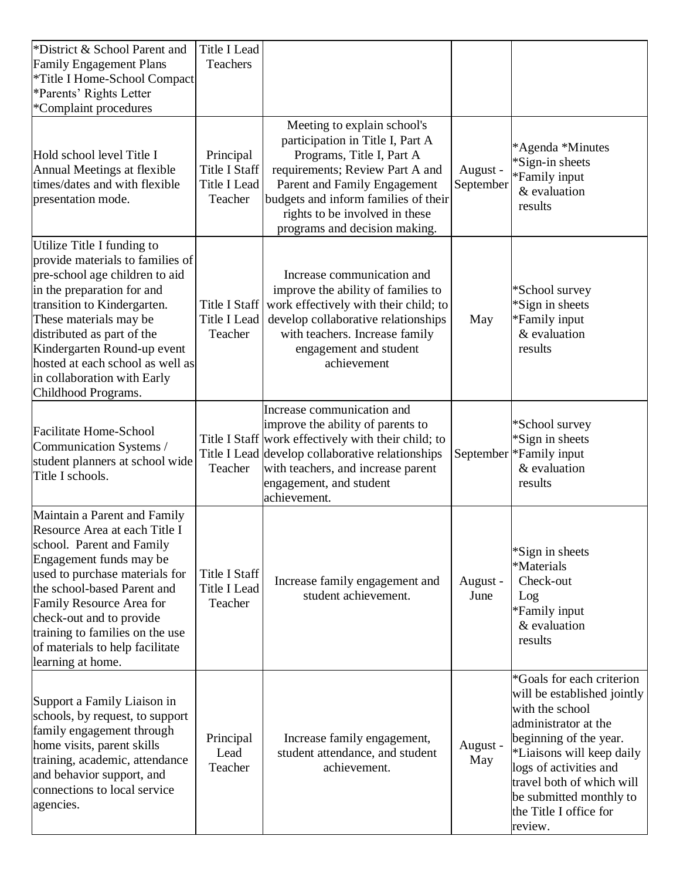| | | | | |
|---|---|---|---|---|
| *District & School Parent and Family Engagement Plans<br>*Title I Home-School Compact<br>*Parents' Rights Letter<br>*Complaint procedures | Title I Lead Teachers | | | |
| Hold school level Title I Annual Meetings at flexible times/dates and with flexible presentation mode. | Principal<br>Title I Staff<br>Title I Lead Teacher | Meeting to explain school's participation in Title I, Part A Programs, Title I, Part A requirements; Review Part A and Parent and Family Engagement budgets and inform families of their rights to be involved in these programs and decision making. | August - September | *Agenda *Minutes<br>*Sign-in sheets<br>*Family input & evaluation results |
| Utilize Title I funding to provide materials to families of pre-school age children to aid in the preparation for and transition to Kindergarten. These materials may be distributed as part of the Kindergarten Round-up event hosted at each school as well as in collaboration with Early Childhood Programs. | Title I Staff<br>Title I Lead Teacher | Increase communication and improve the ability of families to work effectively with their child; to develop collaborative relationships with teachers. Increase family engagement and student achievement | May | *School survey<br>*Sign in sheets<br>*Family input & evaluation results |
| Facilitate Home-School Communication Systems / student planners at school wide Title I schools. | Title I Staff<br>Title I Lead Teacher | Increase communication and improve the ability of parents to work effectively with their child; to develop collaborative relationships with teachers, and increase parent engagement, and student achievement. | September | *School survey<br>*Sign in sheets<br>*Family input & evaluation results |
| Maintain a Parent and Family Resource Area at each Title I school. Parent and Family Engagement funds may be used to purchase materials for the school-based Parent and Family Resource Area for check-out and to provide training to families on the use of materials to help facilitate learning at home. | Title I Staff<br>Title I Lead Teacher | Increase family engagement and student achievement. | August - June | *Sign in sheets<br>*Materials Check-out Log<br>*Family input & evaluation results |
| Support a Family Liaison in schools, by request, to support family engagement through home visits, parent skills training, academic, attendance and behavior support, and connections to local service agencies. | Principal<br>Lead Teacher | Increase family engagement, student attendance, and student achievement. | August - May | *Goals for each criterion will be established jointly with the school administrator at the beginning of the year.<br>*Liaisons will keep daily logs of activities and travel both of which will be submitted monthly to the Title I office for review. |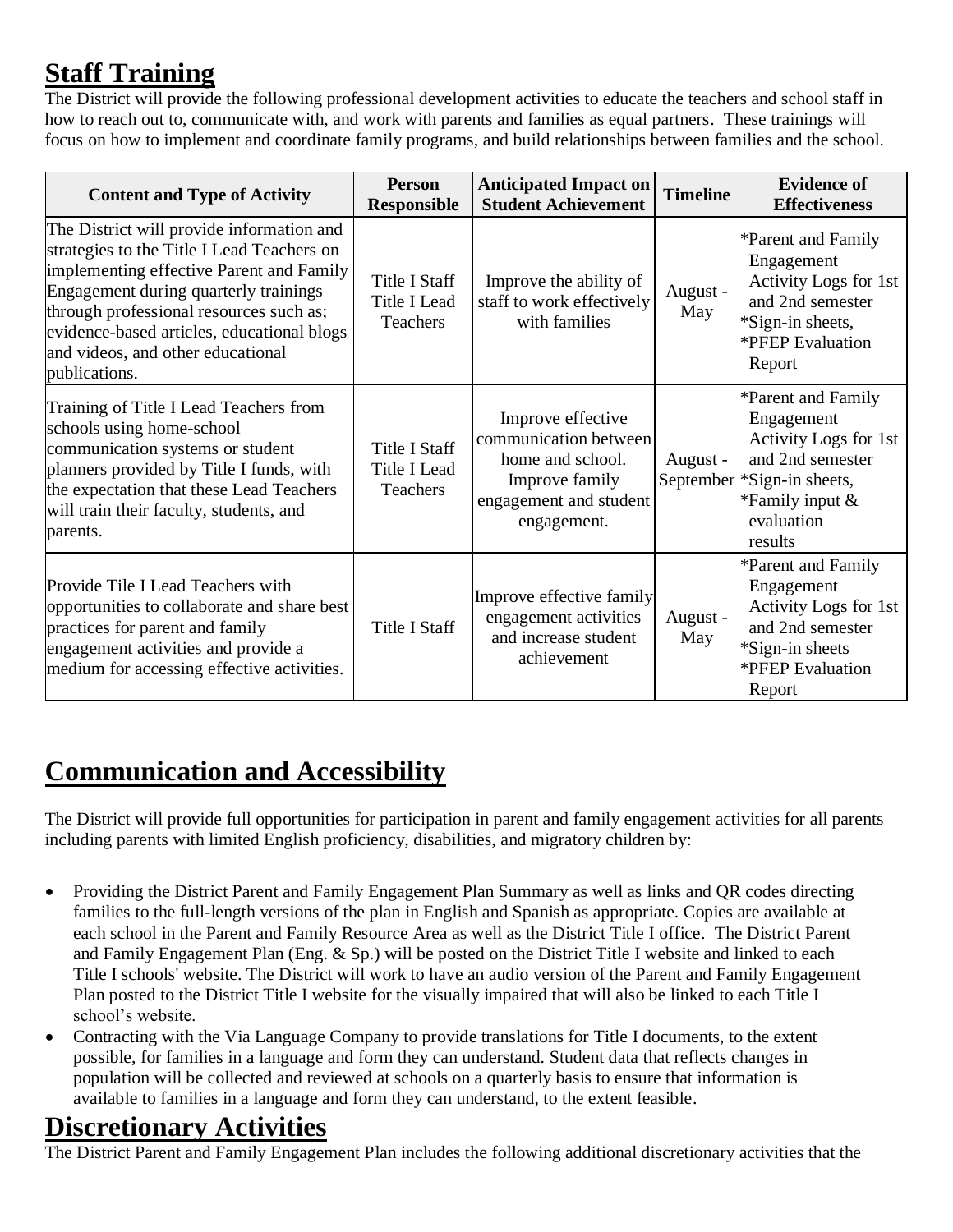## Staff Training

The District will provide the following professional development activities to educate the teachers and school staff in how to reach out to, communicate with, and work with parents and families as equal partners. These trainings will focus on how to implement and coordinate family programs, and build relationships between families and the school.

| Content and Type of Activity | Person Responsible | Anticipated Impact on Student Achievement | Timeline | Evidence of Effectiveness |
|---|---|---|---|---|
| The District will provide information and strategies to the Title I Lead Teachers on implementing effective Parent and Family Engagement during quarterly trainings through professional resources such as; evidence-based articles, educational blogs and videos, and other educational publications. | Title I Staff Title I Lead Teachers | Improve the ability of staff to work effectively with families | August - May | *Parent and Family Engagement Activity Logs for 1st and 2nd semester *Sign-in sheets, *PFEP Evaluation Report |
| Training of Title I Lead Teachers from schools using home-school communication systems or student planners provided by Title I funds, with the expectation that these Lead Teachers will train their faculty, students, and parents. | Title I Staff Title I Lead Teachers | Improve effective communication between home and school. Improve family engagement and student engagement. | August - September | *Parent and Family Engagement Activity Logs for 1st and 2nd semester *Sign-in sheets, *Family input & evaluation results |
| Provide Tile I Lead Teachers with opportunities to collaborate and share best practices for parent and family engagement activities and provide a medium for accessing effective activities. | Title I Staff | Improve effective family engagement activities and increase student achievement | August - May | *Parent and Family Engagement Activity Logs for 1st and 2nd semester *Sign-in sheets *PFEP Evaluation Report |

## Communication and Accessibility

The District will provide full opportunities for participation in parent and family engagement activities for all parents including parents with limited English proficiency, disabilities, and migratory children by:

- Providing the District Parent and Family Engagement Plan Summary as well as links and QR codes directing families to the full-length versions of the plan in English and Spanish as appropriate. Copies are available at each school in the Parent and Family Resource Area as well as the District Title I office. The District Parent and Family Engagement Plan (Eng. & Sp.) will be posted on the District Title I website and linked to each Title I schools' website. The District will work to have an audio version of the Parent and Family Engagement Plan posted to the District Title I website for the visually impaired that will also be linked to each Title I school's website.
- Contracting with the Via Language Company to provide translations for Title I documents, to the extent possible, for families in a language and form they can understand. Student data that reflects changes in population will be collected and reviewed at schools on a quarterly basis to ensure that information is available to families in a language and form they can understand, to the extent feasible.

## Discretionary Activities

The District Parent and Family Engagement Plan includes the following additional discretionary activities that the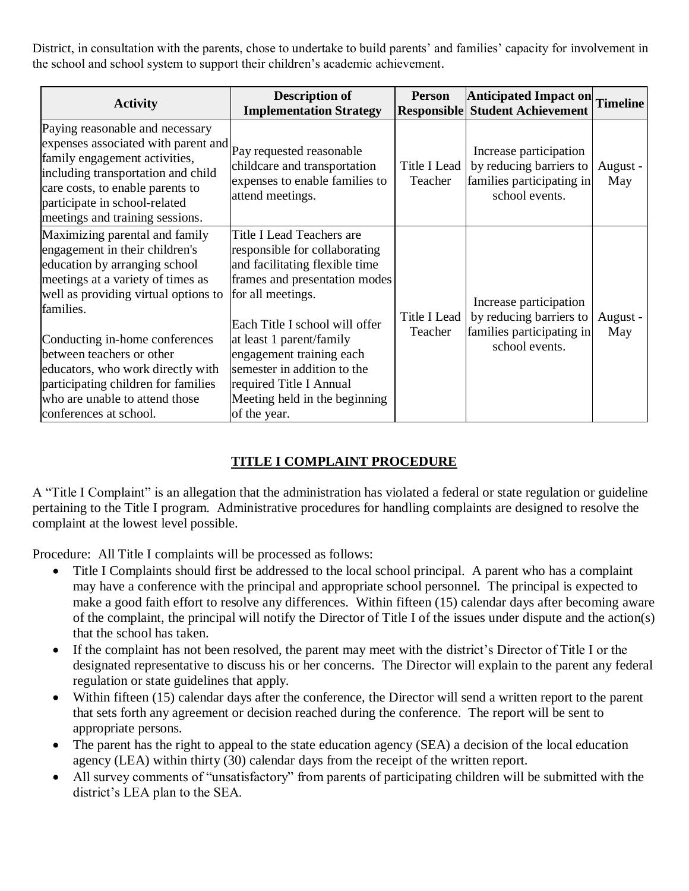District, in consultation with the parents, chose to undertake to build parents' and families' capacity for involvement in the school and school system to support their children's academic achievement.

| Activity | Description of Implementation Strategy | Person Responsible | Anticipated Impact on Student Achievement | Timeline |
|---|---|---|---|---|
| Paying reasonable and necessary expenses associated with parent and family engagement activities, including transportation and child care costs, to enable parents to participate in school-related meetings and training sessions. | Pay requested reasonable childcare and transportation expenses to enable families to attend meetings. | Title I Lead Teacher | Increase participation by reducing barriers to families participating in school events. | August - May |
| Maximizing parental and family engagement in their children's education by arranging school meetings at a variety of times as well as providing virtual options to families.<br><br>Conducting in-home conferences between teachers or other educators, who work directly with participating children for families who are unable to attend those conferences at school. | Title I Lead Teachers are responsible for collaborating and facilitating flexible time frames and presentation modes for all meetings.<br><br>Each Title I school will offer at least 1 parent/family engagement training each semester in addition to the required Title I Annual Meeting held in the beginning of the year. | Title I Lead Teacher | Increase participation by reducing barriers to families participating in school events. | August - May |

## TITLE I COMPLAINT PROCEDURE

A "Title I Complaint" is an allegation that the administration has violated a federal or state regulation or guideline pertaining to the Title I program. Administrative procedures for handling complaints are designed to resolve the complaint at the lowest level possible.

Procedure: All Title I complaints will be processed as follows:

- Title I Complaints should first be addressed to the local school principal. A parent who has a complaint may have a conference with the principal and appropriate school personnel. The principal is expected to make a good faith effort to resolve any differences. Within fifteen (15) calendar days after becoming aware of the complaint, the principal will notify the Director of Title I of the issues under dispute and the action(s) that the school has taken.
- If the complaint has not been resolved, the parent may meet with the district's Director of Title I or the designated representative to discuss his or her concerns. The Director will explain to the parent any federal regulation or state guidelines that apply.
- Within fifteen (15) calendar days after the conference, the Director will send a written report to the parent that sets forth any agreement or decision reached during the conference. The report will be sent to appropriate persons.
- The parent has the right to appeal to the state education agency (SEA) a decision of the local education agency (LEA) within thirty (30) calendar days from the receipt of the written report.
- All survey comments of "unsatisfactory" from parents of participating children will be submitted with the district's LEA plan to the SEA.